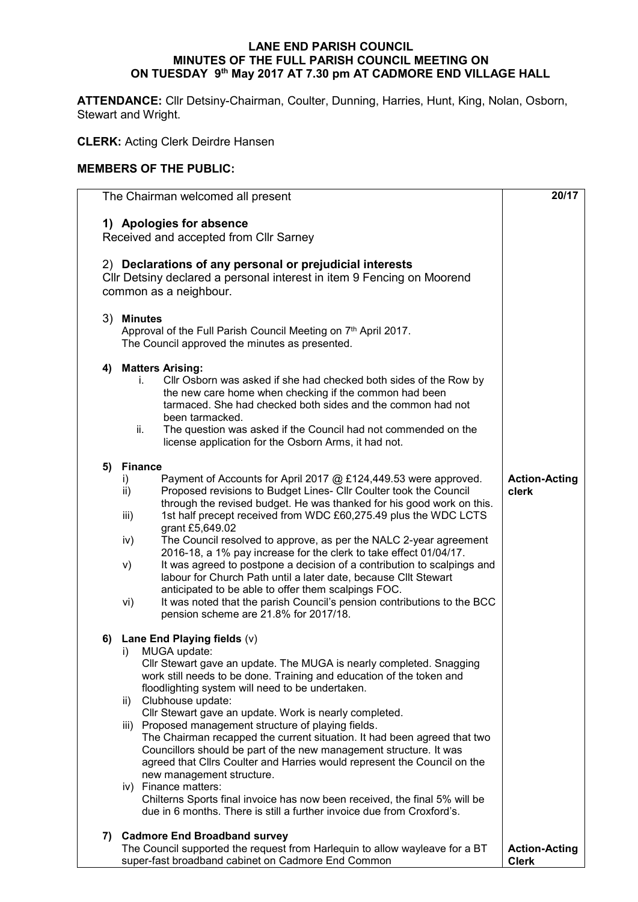# LANE END PARISH COUNCIL
## MINUTES OF THE FULL PARISH COUNCIL MEETING ON
## ON TUESDAY 9th May 2017 AT 7.30 pm AT CADMORE END VILLAGE HALL

**ATTENDANCE:** Cllr Detsiny-Chairman, Coulter, Dunning, Harries, Hunt, King, Nolan, Osborn, Stewart and Wright.

**CLERK:** Acting Clerk Deirdre Hansen

**MEMBERS OF THE PUBLIC:**

| | |
|---|---|
| The Chairman welcomed all present | **20/17** |
| **1) Apologies for absence**<br>Received and accepted from Cllr Sarney | |
| 2) **Declarations of any personal or prejudicial interests**<br>Cllr Detsiny declared a personal interest in item 9 Fencing on Moorend common as a neighbour. | |
| 3) **Minutes**<br>Approval of the Full Parish Council Meeting on 7th April 2017.<br>The Council approved the minutes as presented. | |
| **4) Matters Arising:**<br>i. Cllr Osborn was asked if she had checked both sides of the Row by the new care home when checking if the common had been tarmaced. She had checked both sides and the common had not been tarmacked.<br>ii. The question was asked if the Council had not commended on the license application for the Osborn Arms, it had not. | |
| **5) Finance**<br>i) Payment of Accounts for April 2017 @ £124,449.53 were approved.<br>ii) Proposed revisions to Budget Lines- Cllr Coulter took the Council through the revised budget. He was thanked for his good work on this.<br>iii) 1st half precept received from WDC £60,275.49 plus the WDC LCTS grant £5,649.02<br>iv) The Council resolved to approve, as per the NALC 2-year agreement 2016-18, a 1% pay increase for the clerk to take effect 01/04/17.<br>v) It was agreed to postpone a decision of a contribution to scalpings and labour for Church Path until a later date, because Cllt Stewart anticipated to be able to offer them scalpings FOC.<br>vi) It was noted that the parish Council's pension contributions to the BCC pension scheme are 21.8% for 2017/18. | **Action-Acting clerk** |
| **6) Lane End Playing fields** (v)<br>i) MUGA update:<br>Cllr Stewart gave an update. The MUGA is nearly completed. Snagging work still needs to be done. Training and education of the token and floodlighting system will need to be undertaken.<br>ii) Clubhouse update:<br>Cllr Stewart gave an update. Work is nearly completed.<br>iii) Proposed management structure of playing fields.<br>The Chairman recapped the current situation. It had been agreed that two Councillors should be part of the new management structure. It was agreed that Cllrs Coulter and Harries would represent the Council on the new management structure.<br>iv) Finance matters:<br>Chilterns Sports final invoice has now been received, the final 5% will be due in 6 months. There is still a further invoice due from Croxford's. | |
| **7) Cadmore End Broadband survey**<br>The Council supported the request from Harlequin to allow wayleave for a BT super-fast broadband cabinet on Cadmore End Common | **Action-Acting Clerk** |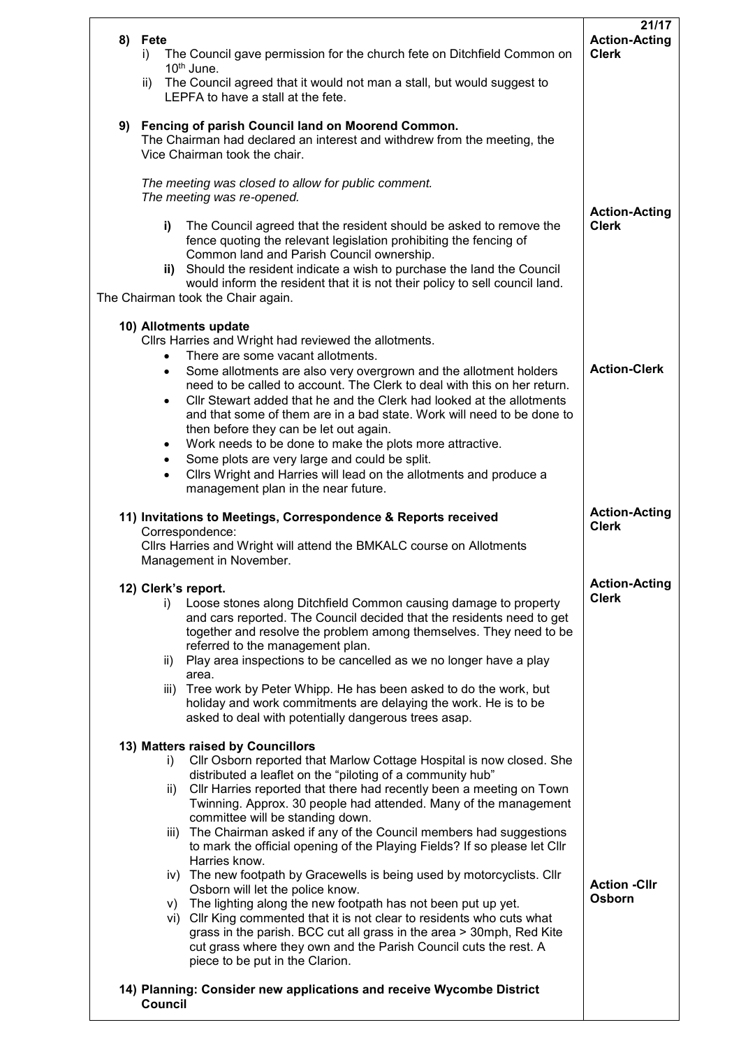| | 21/17 |
|---|---|
| **8) Fete**<br>i) The Council gave permission for the church fete on Ditchfield Common on 10th June.<br>ii) The Council agreed that it would not man a stall, but would suggest to LEPFA to have a stall at the fete. | **Action-Acting Clerk** |
| **9) Fencing of parish Council land on Moorend Common.**<br>The Chairman had declared an interest and withdrew from the meeting, the Vice Chairman took the chair.<br><br>*The meeting was closed to allow for public comment.*<br>*The meeting was re-opened.* | |
| **i)** The Council agreed that the resident should be asked to remove the fence quoting the relevant legislation prohibiting the fencing of Common land and Parish Council ownership.<br>**ii)** Should the resident indicate a wish to purchase the land the Council would inform the resident that it is not their policy to sell council land.<br>The Chairman took the Chair again. | **Action-Acting Clerk** |
| **10) Allotments update**<br>Cllrs Harries and Wright had reviewed the allotments.<br>• There are some vacant allotments.<br>• Some allotments are also very overgrown and the allotment holders need to be called to account. The Clerk to deal with this on her return.<br>• Cllr Stewart added that he and the Clerk had looked at the allotments and that some of them are in a bad state. Work will need to be done to then before they can be let out again.<br>• Work needs to be done to make the plots more attractive.<br>• Some plots are very large and could be split.<br>• Cllrs Wright and Harries will lead on the allotments and produce a management plan in the near future. | **Action-Clerk** |
| **11) Invitations to Meetings, Correspondence & Reports received**<br>Correspondence:<br>Cllrs Harries and Wright will attend the BMKALC course on Allotments Management in November. | **Action-Acting Clerk** |
| **12) Clerk's report.**<br>i) Loose stones along Ditchfield Common causing damage to property and cars reported. The Council decided that the residents need to get together and resolve the problem among themselves. They need to be referred to the management plan.<br>ii) Play area inspections to be cancelled as we no longer have a play area.<br>iii) Tree work by Peter Whipp. He has been asked to do the work, but holiday and work commitments are delaying the work. He is to be asked to deal with potentially dangerous trees asap. | **Action-Acting Clerk** |
| **13) Matters raised by Councillors**<br>i) Cllr Osborn reported that Marlow Cottage Hospital is now closed. She distributed a leaflet on the "piloting of a community hub"<br>ii) Cllr Harries reported that there had recently been a meeting on Town Twinning. Approx. 30 people had attended. Many of the management committee will be standing down.<br>iii) The Chairman asked if any of the Council members had suggestions to mark the official opening of the Playing Fields? If so please let Cllr Harries know.<br>iv) The new footpath by Gracewells is being used by motorcyclists. Cllr Osborn will let the police know.<br>v) The lighting along the new footpath has not been put up yet.<br>vi) Cllr King commented that it is not clear to residents who cuts what grass in the parish. BCC cut all grass in the area > 30mph, Red Kite cut grass where they own and the Parish Council cuts the rest. A piece to be put in the Clarion. | **Action -Cllr Osborn** |
| **14) Planning: Consider new applications and receive Wycombe District Council** | |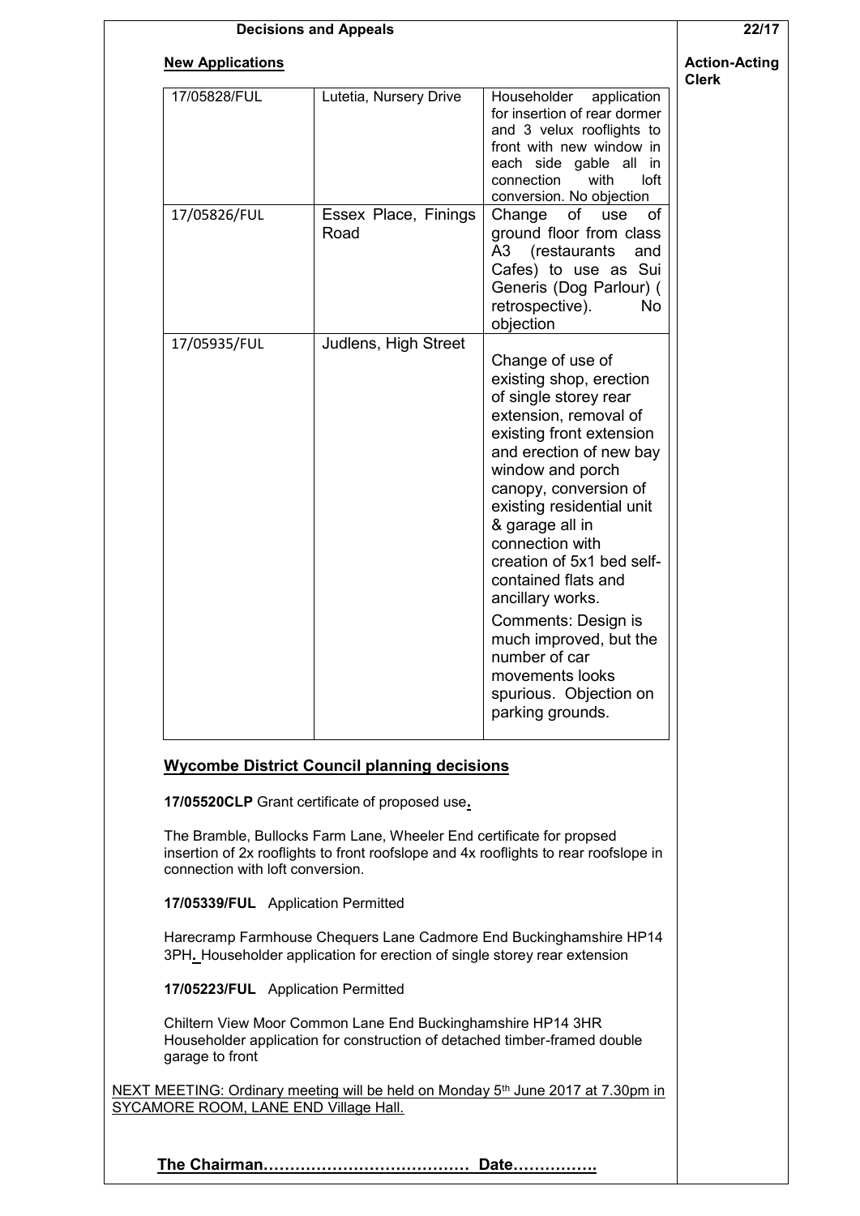**Decisions and Appeals** 22/17

**New Applications**

**Action-Acting Clerk**

| | | |
|---|---|---|
| 17/05828/FUL | Lutetia, Nursery Drive | Householder application for insertion of rear dormer and 3 velux rooflights to front with new window in each side gable all in connection with loft conversion. No objection |
| 17/05826/FUL | Essex Place, Finings Road | Change of use of ground floor from class A3 (restaurants and Cafes) to use as Sui Generis (Dog Parlour) ( retrospective). No objection |
| 17/05935/FUL | Judlens, High Street | Change of use of existing shop, erection of single storey rear extension, removal of existing front extension and erection of new bay window and porch canopy, conversion of existing residential unit & garage all in connection with creation of 5x1 bed self-contained flats and ancillary works.<br><br>Comments: Design is much improved, but the number of car movements looks spurious. Objection on parking grounds. |

## Wycombe District Council planning decisions

**17/05520CLP** Grant certificate of proposed use**.**

The Bramble, Bullocks Farm Lane, Wheeler End certificate for propsed insertion of 2x rooflights to front roofslope and 4x rooflights to rear roofslope in connection with loft conversion.

**17/05339/FUL** Application Permitted

Harecramp Farmhouse Chequers Lane Cadmore End Buckinghamshire HP14 3PH**.** Householder application for erection of single storey rear extension

**17/05223/FUL** Application Permitted

Chiltern View Moor Common Lane End Buckinghamshire HP14 3HR Householder application for construction of detached timber-framed double garage to front

NEXT MEETING: Ordinary meeting will be held on Monday 5th June 2017 at 7.30pm in SYCAMORE ROOM, LANE END Village Hall.

**The Chairman………………………………… Date…………….**